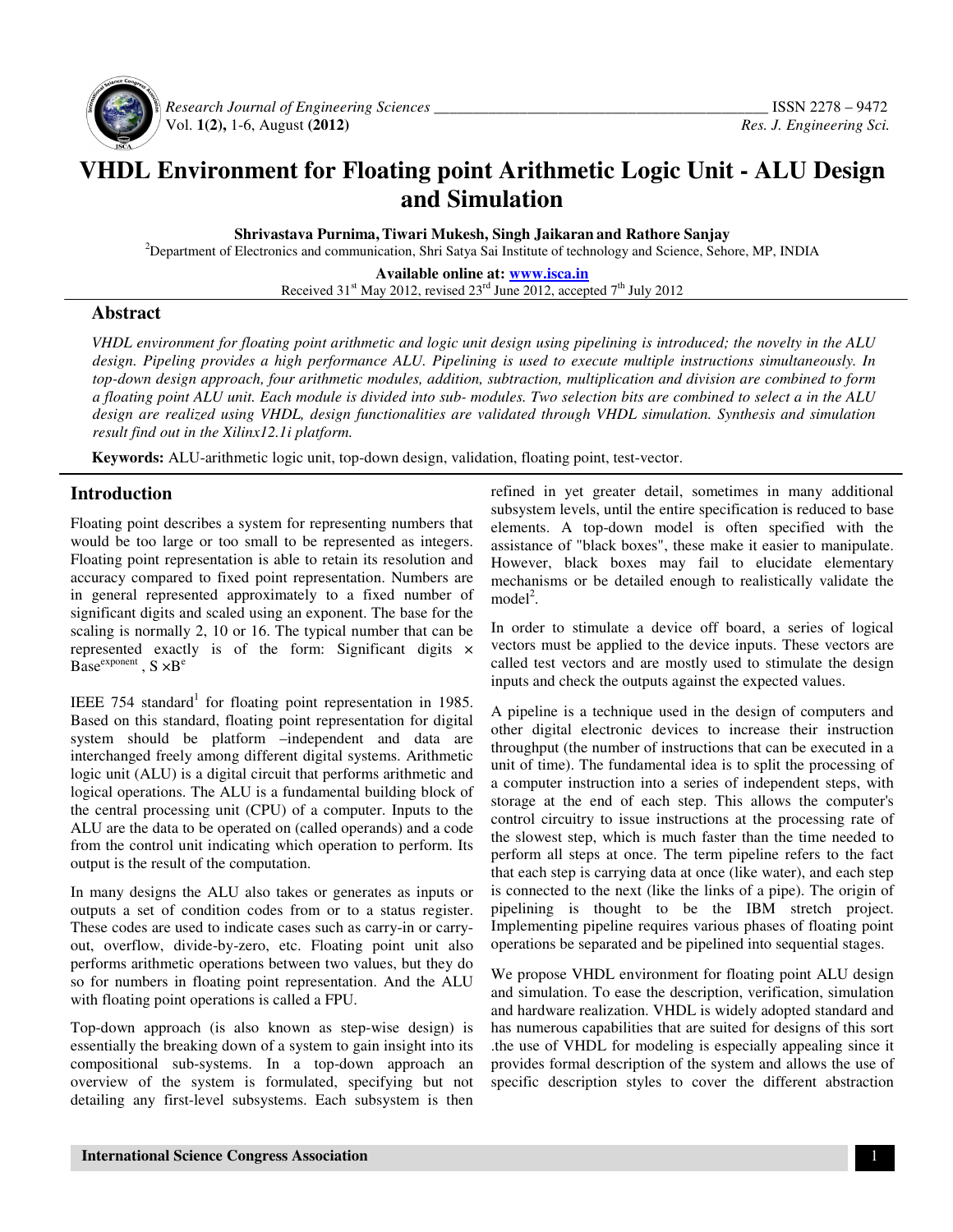# VHDL Environment for Floating point Arithmetic Logic Unit - ALU Design and Simulation

**Shrivastava Purnima, Tiwari Mukesh, Singh Jaikaran and Rathore Sanjay**

[2]Department of Electronics and communication, Shri Satya Sai Institute of technology and Science, Sehore, MP, INDIA

**Available online at: www.isca.in**

Received 31[st] May 2012, revised 23[rd] June 2012, accepted 7[th] July 2012

## Abstract

*VHDL environment for floating point arithmetic and logic unit design using pipelining is introduced; the novelty in the ALU design. Pipeling provides a high performance ALU. Pipelining is used to execute multiple instructions simultaneously. In top-down design approach, four arithmetic modules, addition, subtraction, multiplication and division are combined to form a floating point ALU unit. Each module is divided into sub- modules. Two selection bits are combined to select a in the ALU design are realized using VHDL, design functionalities are validated through VHDL simulation. Synthesis and simulation result find out in the Xilinx12.1i platform.*

**Keywords:** ALU-arithmetic logic unit, top-down design, validation, floating point, test-vector.

## Introduction

Floating point describes a system for representing numbers that would be too large or too small to be represented as integers. Floating point representation is able to retain its resolution and accuracy compared to fixed point representation. Numbers are in general represented approximately to a fixed number of significant digits and scaled using an exponent. The base for the scaling is normally 2, 10 or 16. The typical number that can be represented exactly is of the form: Significant digits × $\text{Base}^{\text{exponent}}$ , $S \times B^e$

IEEE 754 standard[1] for floating point representation in 1985. Based on this standard, floating point representation for digital system should be platform –independent and data are interchanged freely among different digital systems. Arithmetic logic unit (ALU) is a digital circuit that performs arithmetic and logical operations. The ALU is a fundamental building block of the central processing unit (CPU) of a computer. Inputs to the ALU are the data to be operated on (called operands) and a code from the control unit indicating which operation to perform. Its output is the result of the computation.

In many designs the ALU also takes or generates as inputs or outputs a set of condition codes from or to a status register. These codes are used to indicate cases such as carry-in or carry-out, overflow, divide-by-zero, etc. Floating point unit also performs arithmetic operations between two values, but they do so for numbers in floating point representation. And the ALU with floating point operations is called a FPU.

Top-down approach (is also known as step-wise design) is essentially the breaking down of a system to gain insight into its compositional sub-systems. In a top-down approach an overview of the system is formulated, specifying but not detailing any first-level subsystems. Each subsystem is then refined in yet greater detail, sometimes in many additional subsystem levels, until the entire specification is reduced to base elements. A top-down model is often specified with the assistance of "black boxes", these make it easier to manipulate. However, black boxes may fail to elucidate elementary mechanisms or be detailed enough to realistically validate the model[2].

In order to stimulate a device off board, a series of logical vectors must be applied to the device inputs. These vectors are called test vectors and are mostly used to stimulate the design inputs and check the outputs against the expected values.

A pipeline is a technique used in the design of computers and other digital electronic devices to increase their instruction throughput (the number of instructions that can be executed in a unit of time). The fundamental idea is to split the processing of a computer instruction into a series of independent steps, with storage at the end of each step. This allows the computer's control circuitry to issue instructions at the processing rate of the slowest step, which is much faster than the time needed to perform all steps at once. The term pipeline refers to the fact that each step is carrying data at once (like water), and each step is connected to the next (like the links of a pipe). The origin of pipelining is thought to be the IBM stretch project. Implementing pipeline requires various phases of floating point operations be separated and be pipelined into sequential stages.

We propose VHDL environment for floating point ALU design and simulation. To ease the description, verification, simulation and hardware realization. VHDL is widely adopted standard and has numerous capabilities that are suited for designs of this sort .the use of VHDL for modeling is especially appealing since it provides formal description of the system and allows the use of specific description styles to cover the different abstraction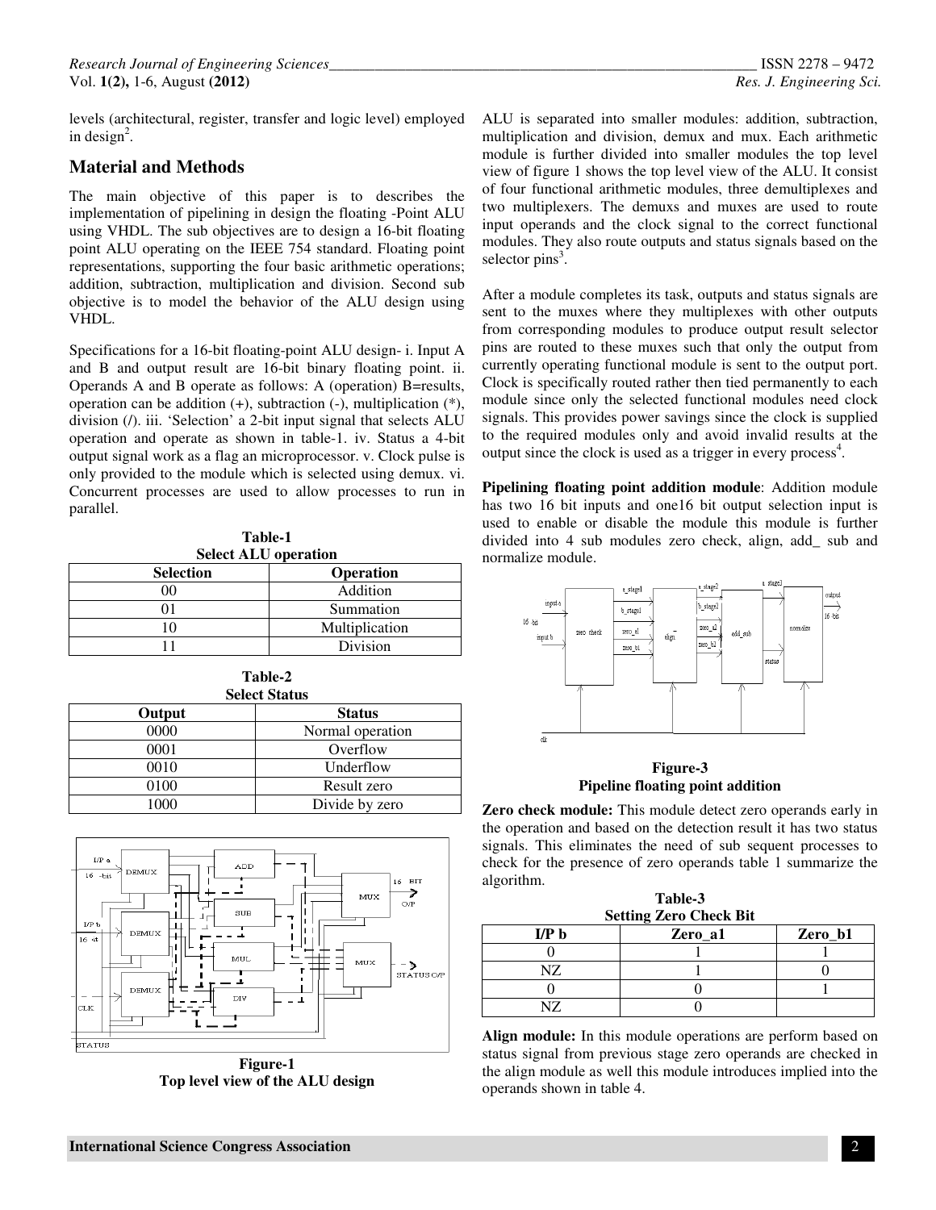levels (architectural, register, transfer and logic level) employed in design[2].

## Material and Methods

The main objective of this paper is to describes the implementation of pipelining in design the floating -Point ALU using VHDL. The sub objectives are to design a 16-bit floating point ALU operating on the IEEE 754 standard. Floating point representations, supporting the four basic arithmetic operations; addition, subtraction, multiplication and division. Second sub objective is to model the behavior of the ALU design using VHDL.

Specifications for a 16-bit floating-point ALU design- i. Input A and B and output result are 16-bit binary floating point. ii. Operands A and B operate as follows: A (operation) B=results, operation can be addition (+), subtraction (-), multiplication (*), division (/). iii. 'Selection' a 2-bit input signal that selects ALU operation and operate as shown in table-1. iv. Status a 4-bit output signal work as a flag an microprocessor. v. Clock pulse is only provided to the module which is selected using demux. vi. Concurrent processes are used to allow processes to run in parallel.

**Table-1**
**Select ALU operation**

| Selection | Operation |
|---|---|
| 00 | Addition |
| 01 | Summation |
| 10 | Multiplication |
| 11 | Division |

**Table-2**
**Select Status**

| Output | Status |
|---|---|
| 0000 | Normal operation |
| 0001 | Overflow |
| 0010 | Underflow |
| 0100 | Result zero |
| 1000 | Divide by zero |

**Figure-1**
**Top level view of the ALU design**

ALU is separated into smaller modules: addition, subtraction, multiplication and division, demux and mux. Each arithmetic module is further divided into smaller modules the top level view of figure 1 shows the top level view of the ALU. It consist of four functional arithmetic modules, three demultiplexes and two multiplexers. The demuxs and muxes are used to route input operands and the clock signal to the correct functional modules. They also route outputs and status signals based on the selector pins[3].

After a module completes its task, outputs and status signals are sent to the muxes where they multiplexes with other outputs from corresponding modules to produce output result selector pins are routed to these muxes such that only the output from currently operating functional module is sent to the output port. Clock is specifically routed rather then tied permanently to each module since only the selected functional modules need clock signals. This provides power savings since the clock is supplied to the required modules only and avoid invalid results at the output since the clock is used as a trigger in every process[4].

**Pipelining floating point addition module**: Addition module has two 16 bit inputs and one16 bit output selection input is used to enable or disable the module this module is further divided into 4 sub modules zero check, align, add_ sub and normalize module.

**Figure-3**
**Pipeline floating point addition**

**Zero check module:** This module detect zero operands early in the operation and based on the detection result it has two status signals. This eliminates the need of sub sequent processes to check for the presence of zero operands table 1 summarize the algorithm.

**Table-3**
**Setting Zero Check Bit**

| I/P b | Zero_a1 | Zero_b1 |
|---|---|---|
| 0 | 1 | 1 |
| NZ | 1 | 0 |
| 0 | 0 | 1 |
| NZ | 0 | |

**Align module:** In this module operations are perform based on status signal from previous stage zero operands are checked in the align module as well this module introduces implied into the operands shown in table 4.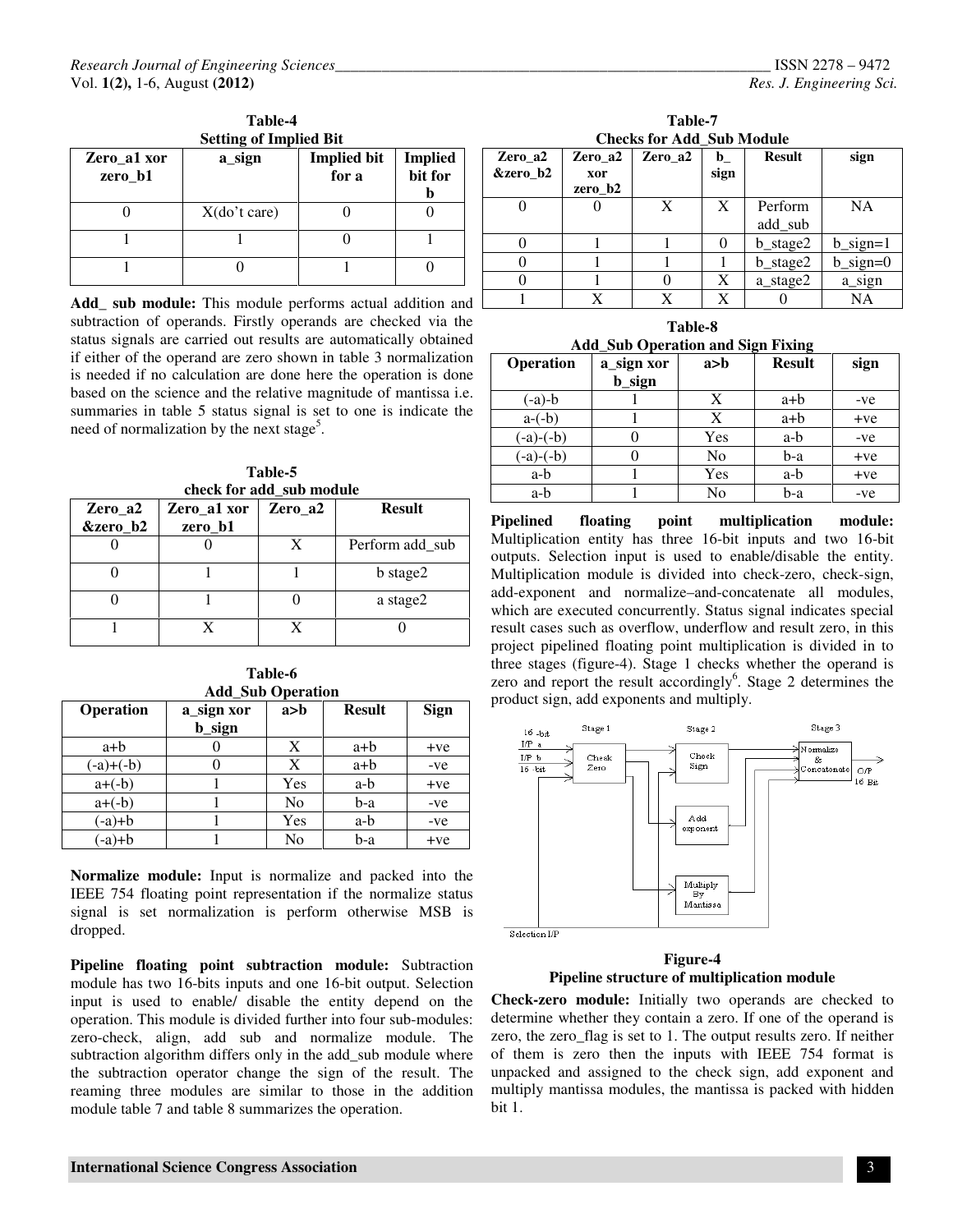**Table-4**
**Setting of Implied Bit**

| Zero_a1 xor zero_b1 | a_sign | Implied bit for a | Implied bit for b |
|---|---|---|---|
| 0 | X(do't care) | 0 | 0 |
| 1 | 1 | 0 | 1 |
| 1 | 0 | 1 | 0 |

**Add_ sub module:** This module performs actual addition and subtraction of operands. Firstly operands are checked via the status signals are carried out results are automatically obtained if either of the operand are zero shown in table 3 normalization is needed if no calculation are done here the operation is done based on the science and the relative magnitude of mantissa i.e. summaries in table 5 status signal is set to one is indicate the need of normalization by the next stage[5].

**Table-5**
**check for add_sub module**

| Zero_a2 &zero_b2 | Zero_a1 xor zero_b1 | Zero_a2 | Result |
|---|---|---|---|
| 0 | 0 | X | Perform add_sub |
| 0 | 1 | 1 | b stage2 |
| 0 | 1 | 0 | a stage2 |
| 1 | X | X | 0 |

**Table-6**
**Add_Sub Operation**

| Operation | a_sign xor b_sign | a>b | Result | Sign |
|---|---|---|---|---|
| a+b | 0 | X | a+b | +ve |
| (-a)+(-b) | 0 | X | a+b | -ve |
| a+(-b) | 1 | Yes | a-b | +ve |
| a+(-b) | 1 | No | b-a | -ve |
| (-a)+b | 1 | Yes | a-b | -ve |
| (-a)+b | 1 | No | b-a | +ve |

**Normalize module:** Input is normalize and packed into the IEEE 754 floating point representation if the normalize status signal is set normalization is perform otherwise MSB is dropped.

**Pipeline floating point subtraction module:** Subtraction module has two 16-bits inputs and one 16-bit output. Selection input is used to enable/ disable the entity depend on the operation. This module is divided further into four sub-modules: zero-check, align, add sub and normalize module. The subtraction algorithm differs only in the add_sub module where the subtraction operator change the sign of the result. The reaming three modules are similar to those in the addition module table 7 and table 8 summarizes the operation.

**Table-7**
**Checks for Add_Sub Module**

| Zero_a2 &zero_b2 | Zero_a2 xor zero_b2 | Zero_a2 | b_ sign | Result | sign |
|---|---|---|---|---|---|
| 0 | 0 | X | X | Perform add_sub | NA |
| 0 | 1 | 1 | 0 | b_stage2 | b_sign=1 |
| 0 | 1 | 1 | 1 | b_stage2 | b_sign=0 |
| 0 | 1 | 0 | X | a_stage2 | a_sign |
| 1 | X | X | X | 0 | NA |

**Table-8**
**Add_Sub Operation and Sign Fixing**

| Operation | a_sign xor b_sign | a>b | Result | sign |
|---|---|---|---|---|
| (-a)-b | 1 | X | a+b | -ve |
| a-(-b) | 1 | X | a+b | +ve |
| (-a)-(-b) | 0 | Yes | a-b | -ve |
| (-a)-(-b) | 0 | No | b-a | +ve |
| a-b | 1 | Yes | a-b | +ve |
| a-b | 1 | No | b-a | -ve |

**Pipelined floating point multiplication module:** Multiplication entity has three 16-bit inputs and two 16-bit outputs. Selection input is used to enable/disable the entity. Multiplication module is divided into check-zero, check-sign, add-exponent and normalize–and-concatenate all modules, which are executed concurrently. Status signal indicates special result cases such as overflow, underflow and result zero, in this project pipelined floating point multiplication is divided in to three stages (figure-4). Stage 1 checks whether the operand is zero and report the result accordingly[6]. Stage 2 determines the product sign, add exponents and multiply.

**Figure-4**
**Pipeline structure of multiplication module**

**Check-zero module:** Initially two operands are checked to determine whether they contain a zero. If one of the operand is zero, the zero_flag is set to 1. The output results zero. If neither of them is zero then the inputs with IEEE 754 format is unpacked and assigned to the check sign, add exponent and multiply mantissa modules, the mantissa is packed with hidden bit 1.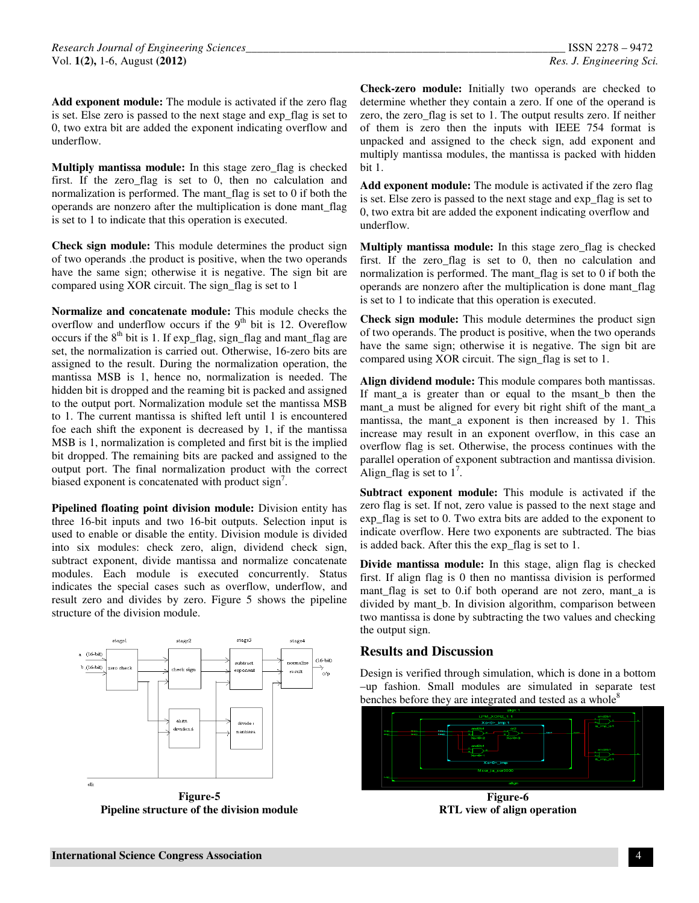**Add exponent module:** The module is activated if the zero flag is set. Else zero is passed to the next stage and exp_flag is set to 0, two extra bit are added the exponent indicating overflow and underflow.

**Multiply mantissa module:** In this stage zero_flag is checked first. If the zero_flag is set to 0, then no calculation and normalization is performed. The mant_flag is set to 0 if both the operands are nonzero after the multiplication is done mant_flag is set to 1 to indicate that this operation is executed.

**Check sign module:** This module determines the product sign of two operands .the product is positive, when the two operands have the same sign; otherwise it is negative. The sign bit are compared using XOR circuit. The sign_flag is set to 1

**Normalize and concatenate module:** This module checks the overflow and underflow occurs if the 9th bit is 12. Overeflow occurs if the 8th bit is 1. If exp_flag, sign_flag and mant_flag are set, the normalization is carried out. Otherwise, 16-zero bits are assigned to the result. During the normalization operation, the mantissa MSB is 1, hence no, normalization is needed. The hidden bit is dropped and the reaming bit is packed and assigned to the output port. Normalization module set the mantissa MSB to 1. The current mantissa is shifted left until 1 is encountered foe each shift the exponent is decreased by 1, if the mantissa MSB is 1, normalization is completed and first bit is the implied bit dropped. The remaining bits are packed and assigned to the output port. The final normalization product with the correct biased exponent is concatenated with product sign[7].

**Pipelined floating point division module:** Division entity has three 16-bit inputs and two 16-bit outputs. Selection input is used to enable or disable the entity. Division module is divided into six modules: check zero, align, dividend check sign, subtract exponent, divide mantissa and normalize concatenate modules. Each module is executed concurrently. Status indicates the special cases such as overflow, underflow, and result zero and divides by zero. Figure 5 shows the pipeline structure of the division module.

**Figure-5**
**Pipeline structure of the division module**

**Check-zero module:** Initially two operands are checked to determine whether they contain a zero. If one of the operand is zero, the zero_flag is set to 1. The output results zero. If neither of them is zero then the inputs with IEEE 754 format is unpacked and assigned to the check sign, add exponent and multiply mantissa modules, the mantissa is packed with hidden bit 1.

**Add exponent module:** The module is activated if the zero flag is set. Else zero is passed to the next stage and exp_flag is set to 0, two extra bit are added the exponent indicating overflow and underflow.

**Multiply mantissa module:** In this stage zero_flag is checked first. If the zero_flag is set to 0, then no calculation and normalization is performed. The mant_flag is set to 0 if both the operands are nonzero after the multiplication is done mant_flag is set to 1 to indicate that this operation is executed.

**Check sign module:** This module determines the product sign of two operands. The product is positive, when the two operands have the same sign; otherwise it is negative. The sign bit are compared using XOR circuit. The sign_flag is set to 1.

**Align dividend module:** This module compares both mantissas. If mant_a is greater than or equal to the msant_b then the mant_a must be aligned for every bit right shift of the mant_a mantissa, the mant_a exponent is then increased by 1. This increase may result in an exponent overflow, in this case an overflow flag is set. Otherwise, the process continues with the parallel operation of exponent subtraction and mantissa division. Align_flag is set to 1[7].

**Subtract exponent module:** This module is activated if the zero flag is set. If not, zero value is passed to the next stage and exp_flag is set to 0. Two extra bits are added to the exponent to indicate overflow. Here two exponents are subtracted. The bias is added back. After this the exp_flag is set to 1.

**Divide mantissa module:** In this stage, align flag is checked first. If align flag is 0 then no mantissa division is performed mant_flag is set to 0.if both operand are not zero, mant_a is divided by mant_b. In division algorithm, comparison between two mantissa is done by subtracting the two values and checking the output sign.

## Results and Discussion

Design is verified through simulation, which is done in a bottom –up fashion. Small modules are simulated in separate test benches before they are integrated and tested as a whole[8]

**Figure-6**
**RTL view of align operation**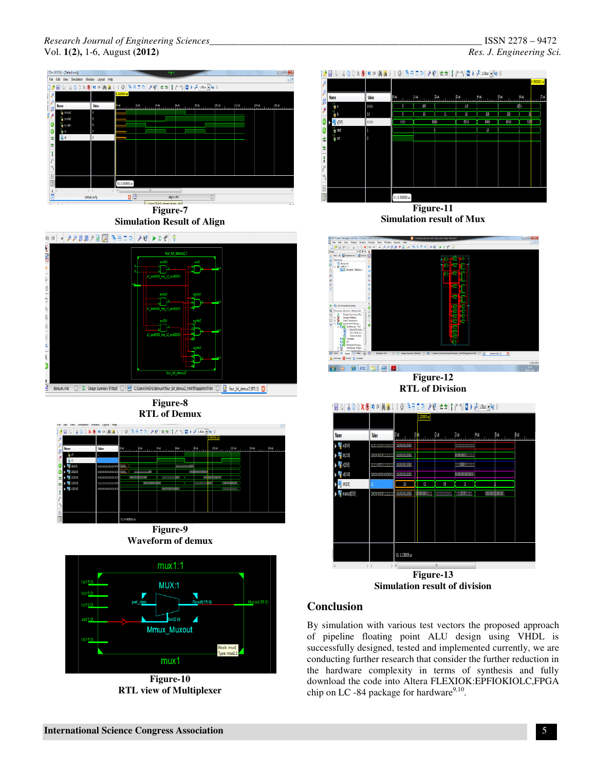Figure-7
**Simulation Result of Align**

Figure-8
**RTL of Demux**

Figure-9
**Waveform of demux**

Figure-10
**RTL view of Multiplexer**

Figure-11
**Simulation result of Mux**

Figure-12
**RTL of Division**

Figure-13
**Simulation result of division**

## Conclusion

By simulation with various test vectors the proposed approach of pipeline floating point ALU design using VHDL is successfully designed, tested and implemented currently, we are conducting further research that consider the further reduction in the hardware complexity in terms of synthesis and fully download the code into Altera FLEXIOK:EPFIOKIOLC,FPGA chip on LC -84 package for hardware[9,10].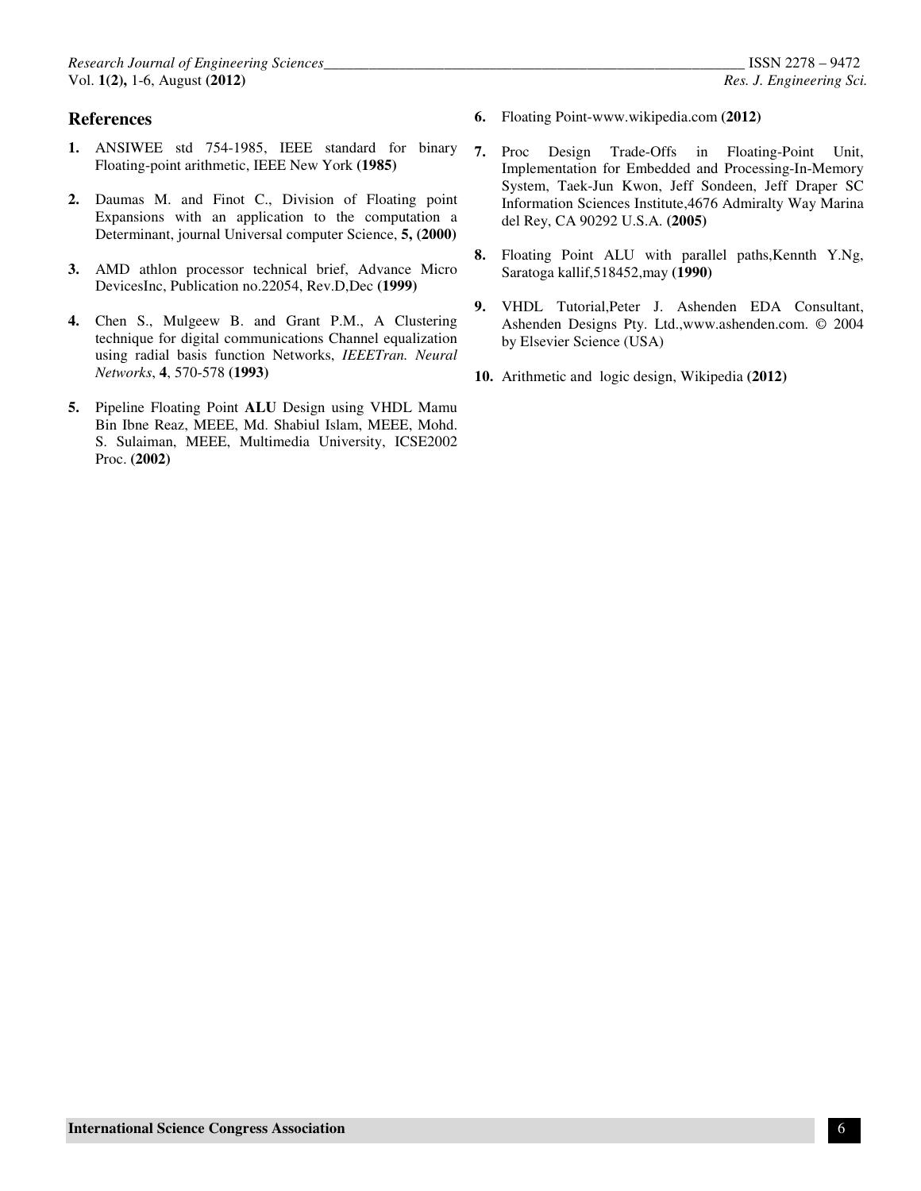## References

1. ANSIWEE std 754-1985, IEEE standard for binary Floating-point arithmetic, IEEE New York **(1985)**

2. Daumas M. and Finot C., Division of Floating point Expansions with an application to the computation a Determinant, journal Universal computer Science, **5, (2000)**

3. AMD athlon processor technical brief, Advance Micro DevicesInc, Publication no.22054, Rev.D,Dec **(1999)**

4. Chen S., Mulgeew B. and Grant P.M., A Clustering technique for digital communications Channel equalization using radial basis function Networks, *IEEETran. Neural Networks*, **4**, 570-578 **(1993)**

5. Pipeline Floating Point **ALU** Design using VHDL Mamu Bin Ibne Reaz, MEEE, Md. Shabiul Islam, MEEE, Mohd. S. Sulaiman, MEEE, Multimedia University, ICSE2002 Proc. **(2002)**

6. Floating Point-www.wikipedia.com **(2012)**

7. Proc Design Trade-Offs in Floating-Point Unit, Implementation for Embedded and Processing-In-Memory System, Taek-Jun Kwon, Jeff Sondeen, Jeff Draper SC Information Sciences Institute,4676 Admiralty Way Marina del Rey, CA 90292 U.S.A. **(2005)**

8. Floating Point ALU with parallel paths,Kennth Y.Ng, Saratoga kallif,518452,may **(1990)**

9. VHDL Tutorial,Peter J. Ashenden EDA Consultant, Ashenden Designs Pty. Ltd.,www.ashenden.com. © 2004 by Elsevier Science (USA)

10. Arithmetic and logic design, Wikipedia **(2012)**